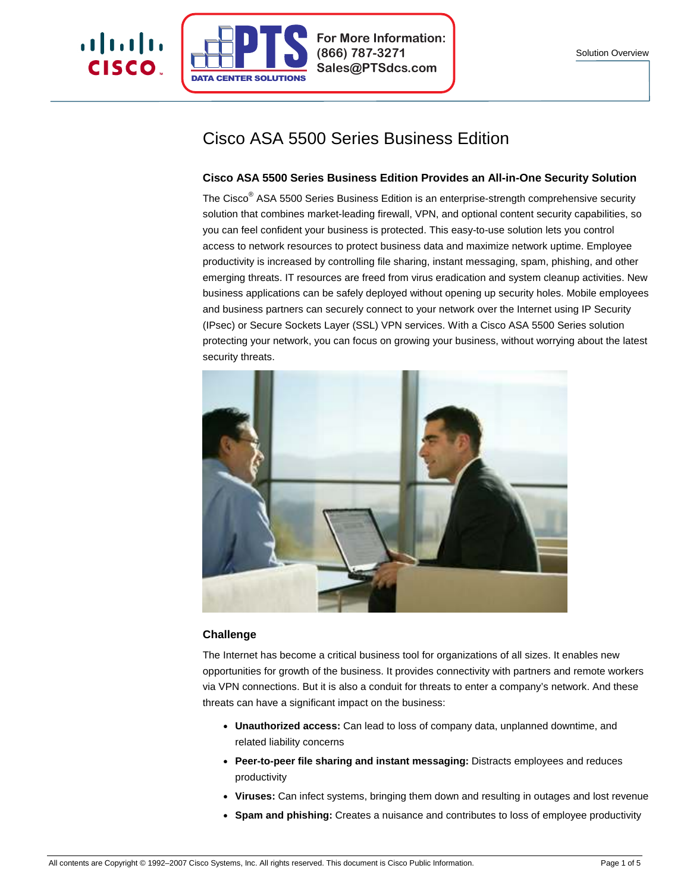For More Information:
(866) 787-3271
Sales@PTSdcs.com

Solution Overview

# Cisco ASA 5500 Series Business Edition

## Cisco ASA 5500 Series Business Edition Provides an All-in-One Security Solution

The Cisco® ASA 5500 Series Business Edition is an enterprise-strength comprehensive security solution that combines market-leading firewall, VPN, and optional content security capabilities, so you can feel confident your business is protected. This easy-to-use solution lets you control access to network resources to protect business data and maximize network uptime. Employee productivity is increased by controlling file sharing, instant messaging, spam, phishing, and other emerging threats. IT resources are freed from virus eradication and system cleanup activities. New business applications can be safely deployed without opening up security holes. Mobile employees and business partners can securely connect to your network over the Internet using IP Security (IPsec) or Secure Sockets Layer (SSL) VPN services. With a Cisco ASA 5500 Series solution protecting your network, you can focus on growing your business, without worrying about the latest security threats.

## Challenge

The Internet has become a critical business tool for organizations of all sizes. It enables new opportunities for growth of the business. It provides connectivity with partners and remote workers via VPN connections. But it is also a conduit for threats to enter a company's network. And these threats can have a significant impact on the business:

- **Unauthorized access:** Can lead to loss of company data, unplanned downtime, and related liability concerns
- **Peer-to-peer file sharing and instant messaging:** Distracts employees and reduces productivity
- **Viruses:** Can infect systems, bringing them down and resulting in outages and lost revenue
- **Spam and phishing:** Creates a nuisance and contributes to loss of employee productivity

All contents are Copyright © 1992–2007 Cisco Systems, Inc. All rights reserved. This document is Cisco Public Information.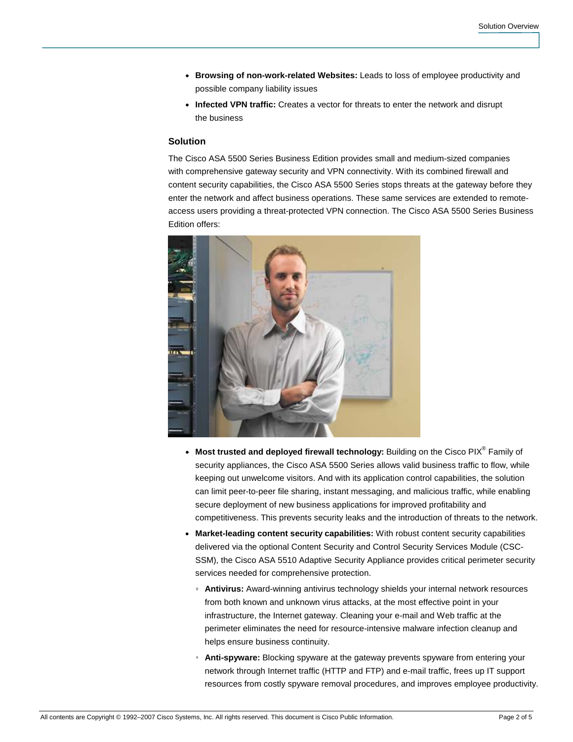- **Browsing of non-work-related Websites:** Leads to loss of employee productivity and possible company liability issues
- **Infected VPN traffic:** Creates a vector for threats to enter the network and disrupt the business

### Solution

The Cisco ASA 5500 Series Business Edition provides small and medium-sized companies with comprehensive gateway security and VPN connectivity. With its combined firewall and content security capabilities, the Cisco ASA 5500 Series stops threats at the gateway before they enter the network and affect business operations. These same services are extended to remote-access users providing a threat-protected VPN connection. The Cisco ASA 5500 Series Business Edition offers:

- **Most trusted and deployed firewall technology:** Building on the Cisco PIX® Family of security appliances, the Cisco ASA 5500 Series allows valid business traffic to flow, while keeping out unwelcome visitors. And with its application control capabilities, the solution can limit peer-to-peer file sharing, instant messaging, and malicious traffic, while enabling secure deployment of new business applications for improved profitability and competitiveness. This prevents security leaks and the introduction of threats to the network.
- **Market-leading content security capabilities:** With robust content security capabilities delivered via the optional Content Security and Control Security Services Module (CSC-SSM), the Cisco ASA 5510 Adaptive Security Appliance provides critical perimeter security services needed for comprehensive protection.
  - **Antivirus:** Award-winning antivirus technology shields your internal network resources from both known and unknown virus attacks, at the most effective point in your infrastructure, the Internet gateway. Cleaning your e-mail and Web traffic at the perimeter eliminates the need for resource-intensive malware infection cleanup and helps ensure business continuity.
  - **Anti-spyware:** Blocking spyware at the gateway prevents spyware from entering your network through Internet traffic (HTTP and FTP) and e-mail traffic, frees up IT support resources from costly spyware removal procedures, and improves employee productivity.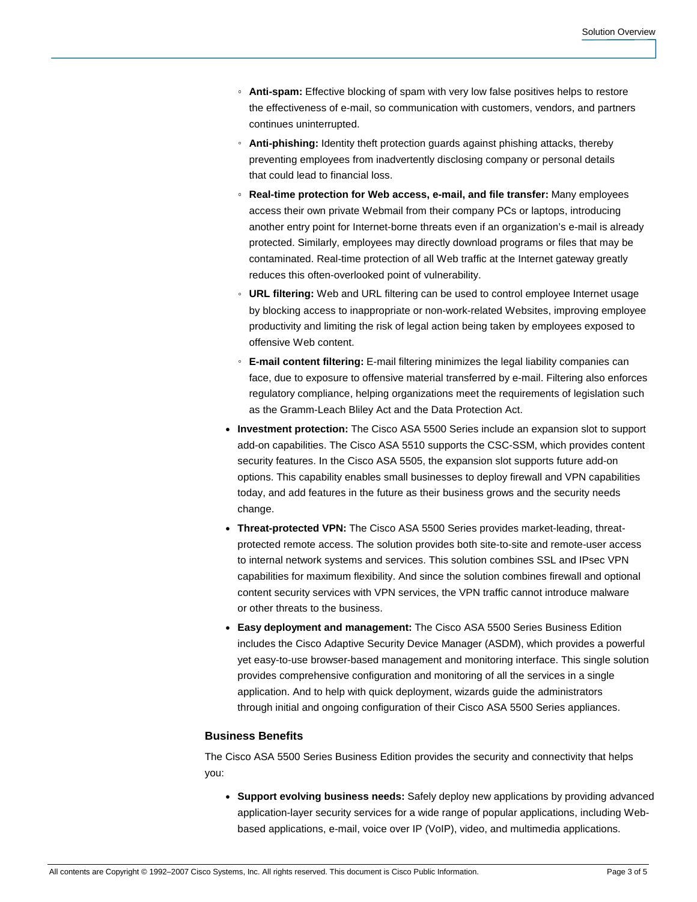- **Anti-spam:** Effective blocking of spam with very low false positives helps to restore the effectiveness of e-mail, so communication with customers, vendors, and partners continues uninterrupted.
    - **Anti-phishing:** Identity theft protection guards against phishing attacks, thereby preventing employees from inadvertently disclosing company or personal details that could lead to financial loss.
    - **Real-time protection for Web access, e-mail, and file transfer:** Many employees access their own private Webmail from their company PCs or laptops, introducing another entry point for Internet-borne threats even if an organization's e-mail is already protected. Similarly, employees may directly download programs or files that may be contaminated. Real-time protection of all Web traffic at the Internet gateway greatly reduces this often-overlooked point of vulnerability.
    - **URL filtering:** Web and URL filtering can be used to control employee Internet usage by blocking access to inappropriate or non-work-related Websites, improving employee productivity and limiting the risk of legal action being taken by employees exposed to offensive Web content.
    - **E-mail content filtering:** E-mail filtering minimizes the legal liability companies can face, due to exposure to offensive material transferred by e-mail. Filtering also enforces regulatory compliance, helping organizations meet the requirements of legislation such as the Gramm-Leach Bliley Act and the Data Protection Act.
- **Investment protection:** The Cisco ASA 5500 Series include an expansion slot to support add-on capabilities. The Cisco ASA 5510 supports the CSC-SSM, which provides content security features. In the Cisco ASA 5505, the expansion slot supports future add-on options. This capability enables small businesses to deploy firewall and VPN capabilities today, and add features in the future as their business grows and the security needs change.
- **Threat-protected VPN:** The Cisco ASA 5500 Series provides market-leading, threat-protected remote access. The solution provides both site-to-site and remote-user access to internal network systems and services. This solution combines SSL and IPsec VPN capabilities for maximum flexibility. And since the solution combines firewall and optional content security services with VPN services, the VPN traffic cannot introduce malware or other threats to the business.
- **Easy deployment and management:** The Cisco ASA 5500 Series Business Edition includes the Cisco Adaptive Security Device Manager (ASDM), which provides a powerful yet easy-to-use browser-based management and monitoring interface. This single solution provides comprehensive configuration and monitoring of all the services in a single application. And to help with quick deployment, wizards guide the administrators through initial and ongoing configuration of their Cisco ASA 5500 Series appliances.

### Business Benefits

The Cisco ASA 5500 Series Business Edition provides the security and connectivity that helps you:

- **Support evolving business needs:** Safely deploy new applications by providing advanced application-layer security services for a wide range of popular applications, including Web-based applications, e-mail, voice over IP (VoIP), video, and multimedia applications.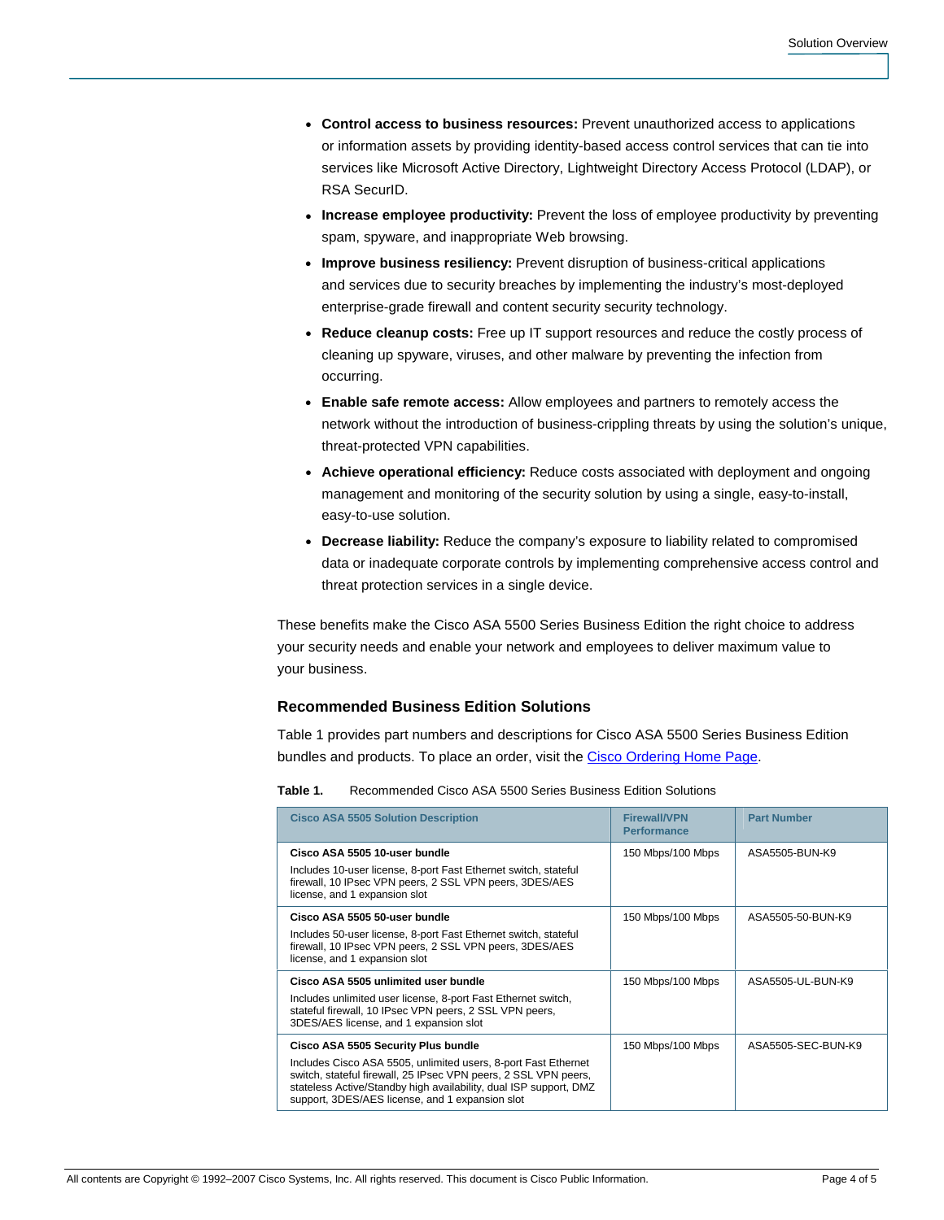- **Control access to business resources:** Prevent unauthorized access to applications or information assets by providing identity-based access control services that can tie into services like Microsoft Active Directory, Lightweight Directory Access Protocol (LDAP), or RSA SecurID.
- **Increase employee productivity:** Prevent the loss of employee productivity by preventing spam, spyware, and inappropriate Web browsing.
- **Improve business resiliency:** Prevent disruption of business-critical applications and services due to security breaches by implementing the industry's most-deployed enterprise-grade firewall and content security security technology.
- **Reduce cleanup costs:** Free up IT support resources and reduce the costly process of cleaning up spyware, viruses, and other malware by preventing the infection from occurring.
- **Enable safe remote access:** Allow employees and partners to remotely access the network without the introduction of business-crippling threats by using the solution's unique, threat-protected VPN capabilities.
- **Achieve operational efficiency:** Reduce costs associated with deployment and ongoing management and monitoring of the security solution by using a single, easy-to-install, easy-to-use solution.
- **Decrease liability:** Reduce the company's exposure to liability related to compromised data or inadequate corporate controls by implementing comprehensive access control and threat protection services in a single device.

These benefits make the Cisco ASA 5500 Series Business Edition the right choice to address your security needs and enable your network and employees to deliver maximum value to your business.

### Recommended Business Edition Solutions

Table 1 provides part numbers and descriptions for Cisco ASA 5500 Series Business Edition bundles and products. To place an order, visit the Cisco Ordering Home Page.

**Table 1.** Recommended Cisco ASA 5500 Series Business Edition Solutions

| Cisco ASA 5505 Solution Description | Firewall/VPN Performance | Part Number |
|---|---|---|
| **Cisco ASA 5505 10-user bundle**<br>Includes 10-user license, 8-port Fast Ethernet switch, stateful firewall, 10 IPsec VPN peers, 2 SSL VPN peers, 3DES/AES license, and 1 expansion slot | 150 Mbps/100 Mbps | ASA5505-BUN-K9 |
| **Cisco ASA 5505 50-user bundle**<br>Includes 50-user license, 8-port Fast Ethernet switch, stateful firewall, 10 IPsec VPN peers, 2 SSL VPN peers, 3DES/AES license, and 1 expansion slot | 150 Mbps/100 Mbps | ASA5505-50-BUN-K9 |
| **Cisco ASA 5505 unlimited user bundle**<br>Includes unlimited user license, 8-port Fast Ethernet switch, stateful firewall, 10 IPsec VPN peers, 2 SSL VPN peers, 3DES/AES license, and 1 expansion slot | 150 Mbps/100 Mbps | ASA5505-UL-BUN-K9 |
| **Cisco ASA 5505 Security Plus bundle**<br>Includes Cisco ASA 5505, unlimited users, 8-port Fast Ethernet switch, stateful firewall, 25 IPsec VPN peers, 2 SSL VPN peers, stateless Active/Standby high availability, dual ISP support, DMZ support, 3DES/AES license, and 1 expansion slot | 150 Mbps/100 Mbps | ASA5505-SEC-BUN-K9 |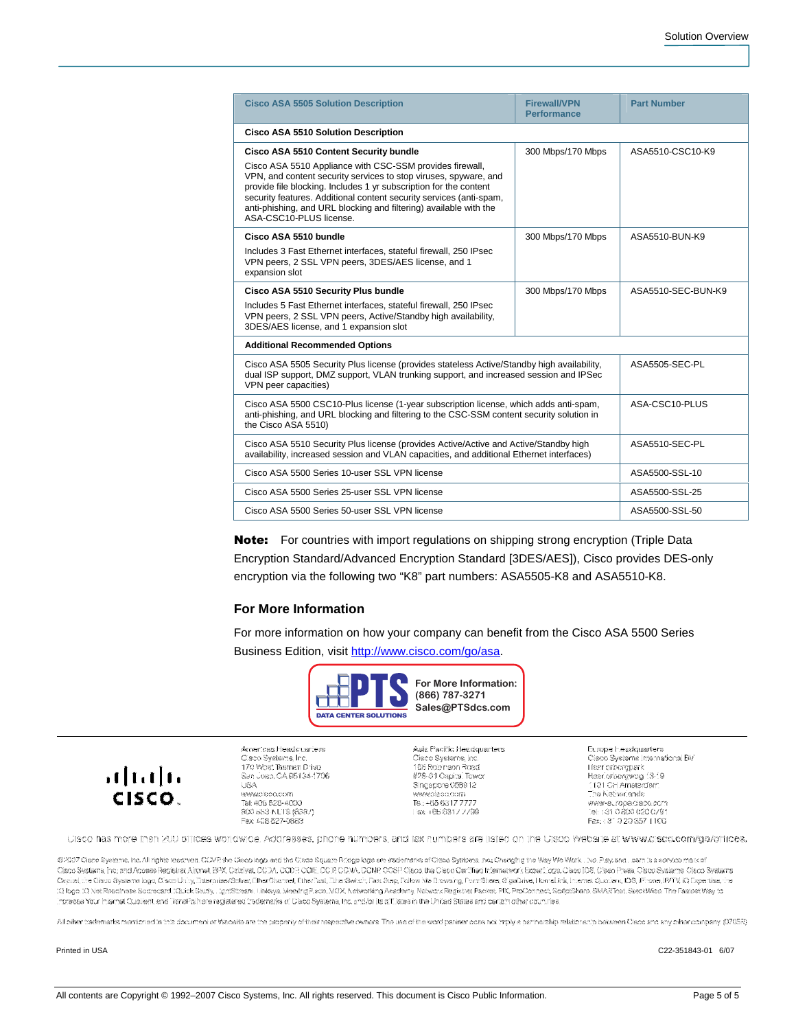| Cisco ASA 5505 Solution Description | Firewall/VPN Performance | Part Number |
|---|---|---|
| **Cisco ASA 5510 Solution Description** | | |
| **Cisco ASA 5510 Content Security bundle** Cisco ASA 5510 Appliance with CSC-SSM provides firewall, VPN, and content security services to stop viruses, spyware, and provide file blocking. Includes 1 yr subscription for the content security features. Additional content security services (anti-spam, anti-phishing, and URL blocking and filtering) available with the ASA-CSC10-PLUS license. | 300 Mbps/170 Mbps | ASA5510-CSC10-K9 |
| **Cisco ASA 5510 bundle** Includes 3 Fast Ethernet interfaces, stateful firewall, 250 IPsec VPN peers, 2 SSL VPN peers, 3DES/AES license, and 1 expansion slot | 300 Mbps/170 Mbps | ASA5510-BUN-K9 |
| **Cisco ASA 5510 Security Plus bundle** Includes 5 Fast Ethernet interfaces, stateful firewall, 250 IPsec VPN peers, 2 SSL VPN peers, Active/Standby high availability, 3DES/AES license, and 1 expansion slot | 300 Mbps/170 Mbps | ASA5510-SEC-BUN-K9 |
| **Additional Recommended Options** | | |
| Cisco ASA 5505 Security Plus license (provides stateless Active/Standby high availability, dual ISP support, DMZ support, VLAN trunking support, and increased session and IPSec VPN peer capacities) | | ASA5505-SEC-PL |
| Cisco ASA 5500 CSC10-Plus license (1-year subscription license, which adds anti-spam, anti-phishing, and URL blocking and filtering to the CSC-SSM content security solution in the Cisco ASA 5510) | | ASA-CSC10-PLUS |
| Cisco ASA 5510 Security Plus license (provides Active/Active and Active/Standby high availability, increased session and VLAN capacities, and additional Ethernet interfaces) | | ASA5510-SEC-PL |
| Cisco ASA 5500 Series 10-user SSL VPN license | | ASA5500-SSL-10 |
| Cisco ASA 5500 Series 25-user SSL VPN license | | ASA5500-SSL-25 |
| Cisco ASA 5500 Series 50-user SSL VPN license | | ASA5500-SSL-50 |

**Note:** For countries with import regulations on shipping strong encryption (Triple Data Encryption Standard/Advanced Encryption Standard [3DES/AES]), Cisco provides DES-only encryption via the following two "K8" part numbers: ASA5505-K8 and ASA5510-K8.

### For More Information

For more information on how your company can benefit from the Cisco ASA 5500 Series Business Edition, visit http://www.cisco.com/go/asa.

PTS DATA CENTER SOLUTIONS
For More Information:
(866) 787-3271
Sales@PTSdcs.com

Americas Headquarters
Cisco Systems, Inc.
170 West Tasman Drive
San Jose, CA 95134-1706
USA
www.cisco.com
Tel: 408 526-4000
800 553-NETS (6387)
Fax: 408 527-0883

Asia Pacific Headquarters
Cisco Systems, Inc.
168 Robinson Road
#28-01 Capital Tower
Singapore 068912
www.cisco.com
Tel: +65 6317 7777
Fax: +65 6317 7799

Europe Headquarters
Cisco Systems International BV
Haarlerbergpark
Haarlerbergweg 13-19
1101 CH Amsterdam
The Netherlands
www-europe.cisco.com
Tel: +31 0 800 020 0791
Fax: +31 0 20 357 1100

Cisco has more than 200 offices worldwide. Addresses, phone numbers, and fax numbers are listed on the Cisco Website at www.cisco.com/go/offices.

©2007 Cisco Systems, Inc. All rights reserved. CCVP, the Cisco logo, and the Cisco Square Bridge logo are trademarks of Cisco Systems, Inc.; Changing the Way We Work, Live, Play, and Learn is a service mark of Cisco Systems, Inc.; and Access Registrar, Aironet, BPX, Catalyst, CCDA, CCDP, CCIE, CCIP, CCNA, CCNP, CCSP, Cisco, the Cisco Certified Internetwork Expert logo, Cisco IOS, Cisco Press, Cisco Systems, Cisco Systems Capital, the Cisco Systems logo, Cisco Unity, Enterprise/Solver, EtherChannel, EtherFast, EtherSwitch, Fast Step, Follow Me Browsing, FormShare, GigaDrive, HomeLink, Internet Quotient, IOS, iPhone, IP/TV, iQ Expertise, the iQ logo, iQ Net Readiness Scorecard, iQuick Study, LightStream, Linksys, MeetingPlace, MGX, Networking Academy, Network Registrar, Packet, PIX, ProConnect, ScriptShare, SMARTnet, StackWise, The Fastest Way to Increase Your Internet Quotient, and TransPath are registered trademarks of Cisco Systems, Inc. and/or its affiliates in the United States and certain other countries.

All other trademarks mentioned in this document or Website are the property of their respective owners. The use of the word partner does not imply a partnership relationship between Cisco and any other company. (0705R)

Printed in USA C22-351843-01 6/07